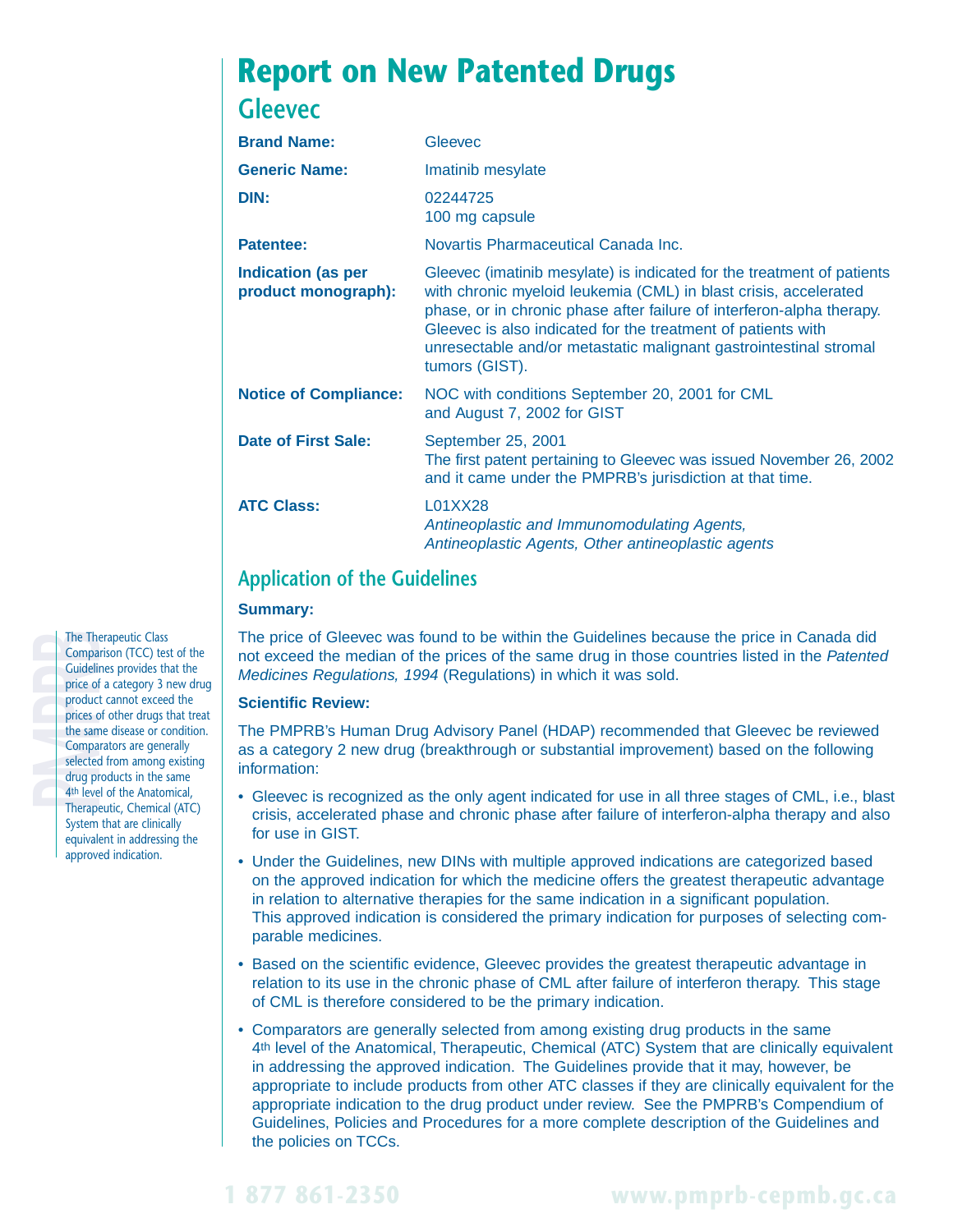# Report on New Patented Drugs

## Gleevec

**Brand Name:** Gleevec

**Generic Name:** Imatinib mesylate

**DIN:** 02244725
100 mg capsule

**Patentee:** Novartis Pharmaceutical Canada Inc.

**Indication (as per product monograph):** Gleevec (imatinib mesylate) is indicated for the treatment of patients with chronic myeloid leukemia (CML) in blast crisis, accelerated phase, or in chronic phase after failure of interferon-alpha therapy. Gleevec is also indicated for the treatment of patients with unresectable and/or metastatic malignant gastrointestinal stromal tumors (GIST).

**Notice of Compliance:** NOC with conditions September 20, 2001 for CML and August 7, 2002 for GIST

**Date of First Sale:** September 25, 2001
The first patent pertaining to Gleevec was issued November 26, 2002 and it came under the PMPRB's jurisdiction at that time.

**ATC Class:** L01XX28
*Antineoplastic and Immunomodulating Agents, Antineoplastic Agents, Other antineoplastic agents*

## Application of the Guidelines

**Summary:**

The price of Gleevec was found to be within the Guidelines because the price in Canada did not exceed the median of the prices of the same drug in those countries listed in the *Patented Medicines Regulations, 1994* (Regulations) in which it was sold.

**Scientific Review:**

The PMPRB's Human Drug Advisory Panel (HDAP) recommended that Gleevec be reviewed as a category 2 new drug (breakthrough or substantial improvement) based on the following information:

- Gleevec is recognized as the only agent indicated for use in all three stages of CML, i.e., blast crisis, accelerated phase and chronic phase after failure of interferon-alpha therapy and also for use in GIST.
- Under the Guidelines, new DINs with multiple approved indications are categorized based on the approved indication for which the medicine offers the greatest therapeutic advantage in relation to alternative therapies for the same indication in a significant population. This approved indication is considered the primary indication for purposes of selecting comparable medicines.
- Based on the scientific evidence, Gleevec provides the greatest therapeutic advantage in relation to its use in the chronic phase of CML after failure of interferon therapy. This stage of CML is therefore considered to be the primary indication.
- Comparators are generally selected from among existing drug products in the same 4th level of the Anatomical, Therapeutic, Chemical (ATC) System that are clinically equivalent in addressing the approved indication. The Guidelines provide that it may, however, be appropriate to include products from other ATC classes if they are clinically equivalent for the appropriate indication to the drug product under review. See the PMPRB's Compendium of Guidelines, Policies and Procedures for a more complete description of the Guidelines and the policies on TCCs.

The Therapeutic Class Comparison (TCC) test of the Guidelines provides that the price of a category 3 new drug product cannot exceed the prices of other drugs that treat the same disease or condition. Comparators are generally selected from among existing drug products in the same 4th level of the Anatomical, Therapeutic, Chemical (ATC) System that are clinically equivalent in addressing the approved indication.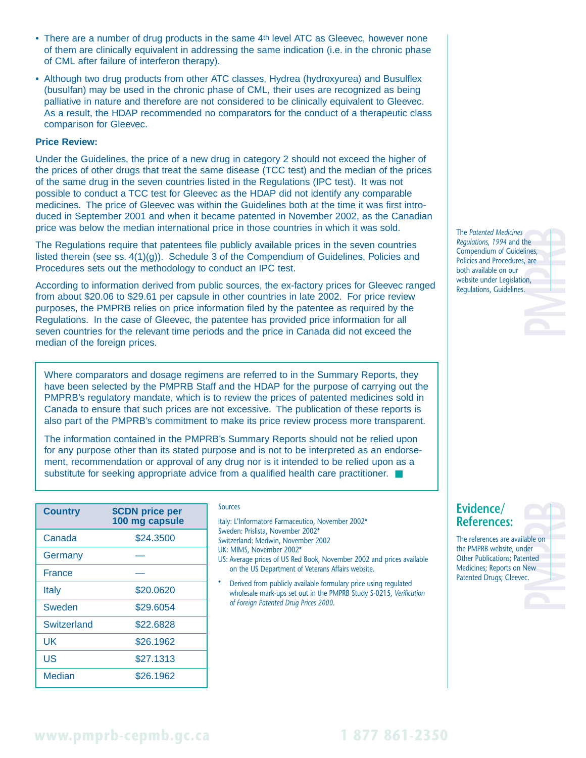- There are a number of drug products in the same 4th level ATC as Gleevec, however none of them are clinically equivalent in addressing the same indication (i.e. in the chronic phase of CML after failure of interferon therapy).
- Although two drug products from other ATC classes, Hydrea (hydroxyurea) and Busulflex (busulfan) may be used in the chronic phase of CML, their uses are recognized as being palliative in nature and therefore are not considered to be clinically equivalent to Gleevec. As a result, the HDAP recommended no comparators for the conduct of a therapeutic class comparison for Gleevec.

**Price Review:**

Under the Guidelines, the price of a new drug in category 2 should not exceed the higher of the prices of other drugs that treat the same disease (TCC test) and the median of the prices of the same drug in the seven countries listed in the Regulations (IPC test). It was not possible to conduct a TCC test for Gleevec as the HDAP did not identify any comparable medicines. The price of Gleevec was within the Guidelines both at the time it was first introduced in September 2001 and when it became patented in November 2002, as the Canadian price was below the median international price in those countries in which it was sold.

The Regulations require that patentees file publicly available prices in the seven countries listed therein (see ss. 4(1)(g)). Schedule 3 of the Compendium of Guidelines, Policies and Procedures sets out the methodology to conduct an IPC test.

According to information derived from public sources, the ex-factory prices for Gleevec ranged from about $20.06 to $29.61 per capsule in other countries in late 2002. For price review purposes, the PMPRB relies on price information filed by the patentee as required by the Regulations. In the case of Gleevec, the patentee has provided price information for all seven countries for the relevant time periods and the price in Canada did not exceed the median of the foreign prices.

The *Patented Medicines Regulations, 1994* and the Compendium of Guidelines, Policies and Procedures, are both available on our website under Legislation, Regulations, Guidelines.

Where comparators and dosage regimens are referred to in the Summary Reports, they have been selected by the PMPRB Staff and the HDAP for the purpose of carrying out the PMPRB's regulatory mandate, which is to review the prices of patented medicines sold in Canada to ensure that such prices are not excessive. The publication of these reports is also part of the PMPRB's commitment to make its price review process more transparent.

The information contained in the PMPRB's Summary Reports should not be relied upon for any purpose other than its stated purpose and is not to be interpreted as an endorsement, recommendation or approval of any drug nor is it intended to be relied upon as a substitute for seeking appropriate advice from a qualified health care practitioner. ■

| Country | $CDN price per 100 mg capsule |
|---|---|
| Canada | $24.3500 |
| Germany | — |
| France | — |
| Italy | $20.0620 |
| Sweden | $29.6054 |
| Switzerland | $22.6828 |
| UK | $26.1962 |
| US | $27.1313 |
| Median | $26.1962 |

Sources

Italy: L'Informatore Farmaceutico, November 2002*
Sweden: Prislista, November 2002*
Switzerland: Medwin, November 2002
UK: MIMS, November 2002*
US: Average prices of US Red Book, November 2002 and prices available on the US Department of Veterans Affairs website.

\* Derived from publicly available formulary price using regulated wholesale mark-ups set out in the PMPRB Study S-0215, *Verification of Foreign Patented Drug Prices 2000*.

## Evidence/ References:

The references are available on the PMPRB website, under Other Publications; Patented Medicines; Reports on New Patented Drugs; Gleevec.